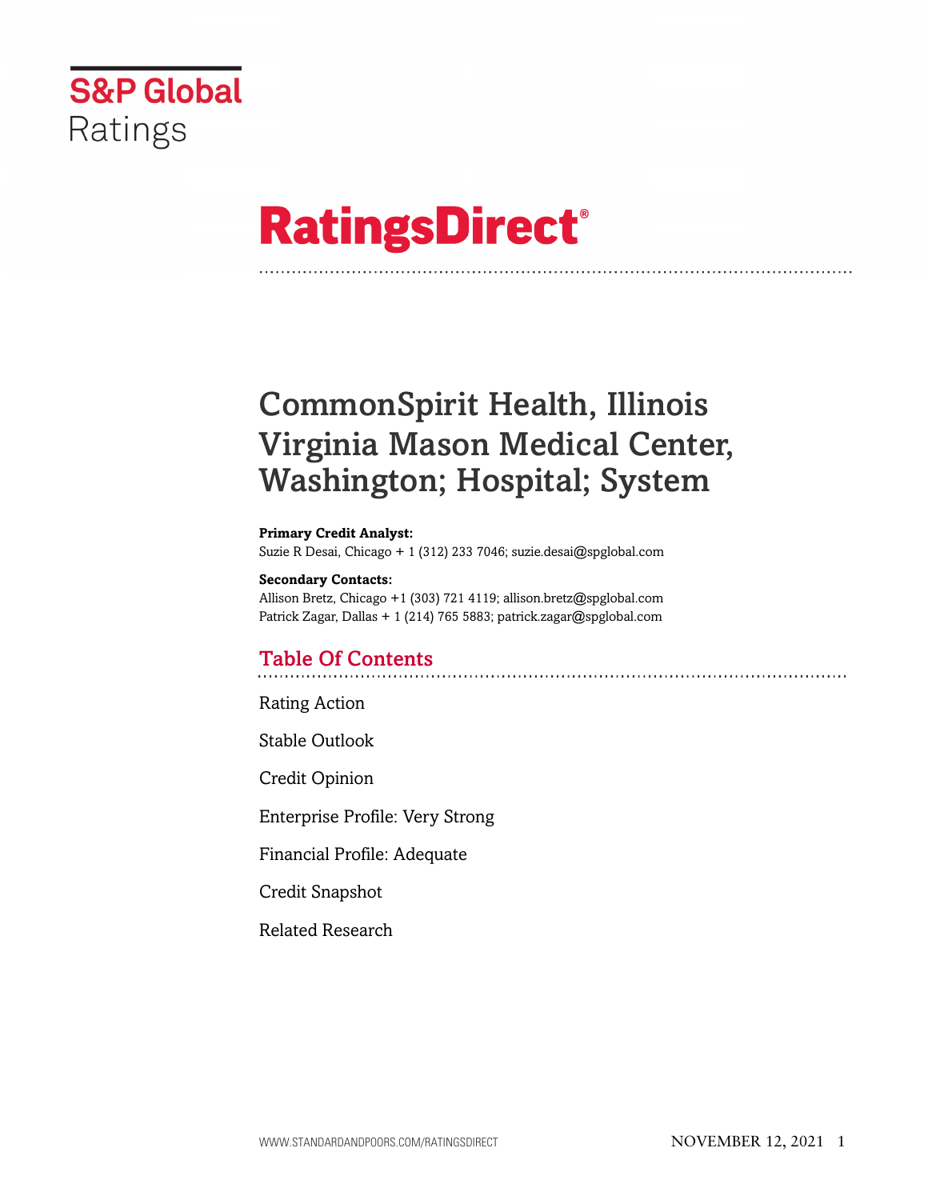S&P Global Ratings

# RatingsDirect®

# CommonSpirit Health, Illinois Virginia Mason Medical Center, Washington; Hospital; System

**Primary Credit Analyst:**
Suzie R Desai, Chicago + 1 (312) 233 7046; suzie.desai@spglobal.com

**Secondary Contacts:**
Allison Bretz, Chicago +1 (303) 721 4119; allison.bretz@spglobal.com
Patrick Zagar, Dallas + 1 (214) 765 5883; patrick.zagar@spglobal.com

## Table Of Contents

Rating Action

Stable Outlook

Credit Opinion

Enterprise Profile: Very Strong

Financial Profile: Adequate

Credit Snapshot

Related Research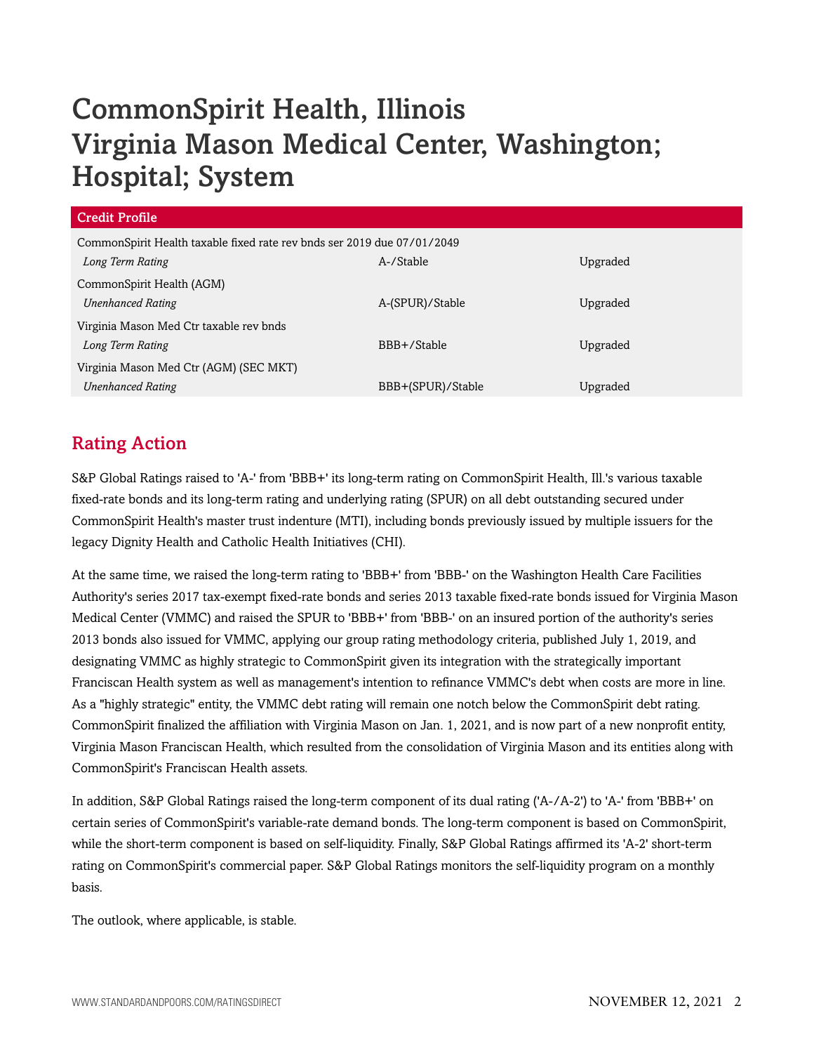# CommonSpirit Health, Illinois
# Virginia Mason Medical Center, Washington; Hospital; System

| Credit Profile | | |
|---|---|---|
| CommonSpirit Health taxable fixed rate rev bnds ser 2019 due 07/01/2049 | | |
| *Long Term Rating* | A-/Stable | Upgraded |
| CommonSpirit Health (AGM) | | |
| *Unenhanced Rating* | A-(SPUR)/Stable | Upgraded |
| Virginia Mason Med Ctr taxable rev bnds | | |
| *Long Term Rating* | BBB+/Stable | Upgraded |
| Virginia Mason Med Ctr (AGM) (SEC MKT) | | |
| *Unenhanced Rating* | BBB+(SPUR)/Stable | Upgraded |

## Rating Action

S&P Global Ratings raised to 'A-' from 'BBB+' its long-term rating on CommonSpirit Health, Ill.'s various taxable fixed-rate bonds and its long-term rating and underlying rating (SPUR) on all debt outstanding secured under CommonSpirit Health's master trust indenture (MTI), including bonds previously issued by multiple issuers for the legacy Dignity Health and Catholic Health Initiatives (CHI).

At the same time, we raised the long-term rating to 'BBB+' from 'BBB-' on the Washington Health Care Facilities Authority's series 2017 tax-exempt fixed-rate bonds and series 2013 taxable fixed-rate bonds issued for Virginia Mason Medical Center (VMMC) and raised the SPUR to 'BBB+' from 'BBB-' on an insured portion of the authority's series 2013 bonds also issued for VMMC, applying our group rating methodology criteria, published July 1, 2019, and designating VMMC as highly strategic to CommonSpirit given its integration with the strategically important Franciscan Health system as well as management's intention to refinance VMMC's debt when costs are more in line. As a "highly strategic" entity, the VMMC debt rating will remain one notch below the CommonSpirit debt rating. CommonSpirit finalized the affiliation with Virginia Mason on Jan. 1, 2021, and is now part of a new nonprofit entity, Virginia Mason Franciscan Health, which resulted from the consolidation of Virginia Mason and its entities along with CommonSpirit's Franciscan Health assets.

In addition, S&P Global Ratings raised the long-term component of its dual rating ('A-/A-2') to 'A-' from 'BBB+' on certain series of CommonSpirit's variable-rate demand bonds. The long-term component is based on CommonSpirit, while the short-term component is based on self-liquidity. Finally, S&P Global Ratings affirmed its 'A-2' short-term rating on CommonSpirit's commercial paper. S&P Global Ratings monitors the self-liquidity program on a monthly basis.

The outlook, where applicable, is stable.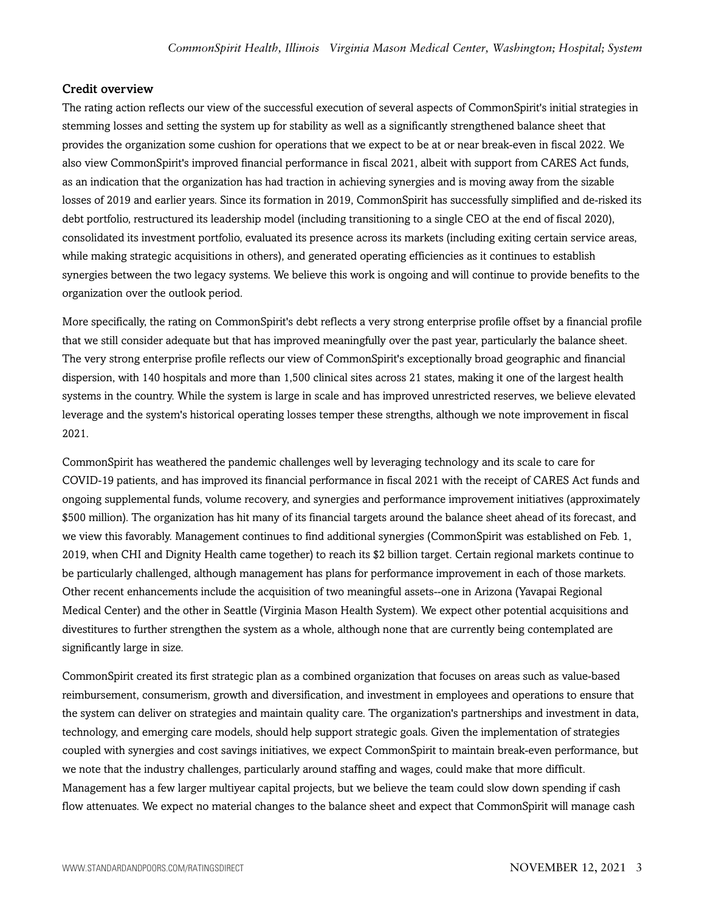### Credit overview

The rating action reflects our view of the successful execution of several aspects of CommonSpirit's initial strategies in stemming losses and setting the system up for stability as well as a significantly strengthened balance sheet that provides the organization some cushion for operations that we expect to be at or near break-even in fiscal 2022. We also view CommonSpirit's improved financial performance in fiscal 2021, albeit with support from CARES Act funds, as an indication that the organization has had traction in achieving synergies and is moving away from the sizable losses of 2019 and earlier years. Since its formation in 2019, CommonSpirit has successfully simplified and de-risked its debt portfolio, restructured its leadership model (including transitioning to a single CEO at the end of fiscal 2020), consolidated its investment portfolio, evaluated its presence across its markets (including exiting certain service areas, while making strategic acquisitions in others), and generated operating efficiencies as it continues to establish synergies between the two legacy systems. We believe this work is ongoing and will continue to provide benefits to the organization over the outlook period.

More specifically, the rating on CommonSpirit's debt reflects a very strong enterprise profile offset by a financial profile that we still consider adequate but that has improved meaningfully over the past year, particularly the balance sheet. The very strong enterprise profile reflects our view of CommonSpirit's exceptionally broad geographic and financial dispersion, with 140 hospitals and more than 1,500 clinical sites across 21 states, making it one of the largest health systems in the country. While the system is large in scale and has improved unrestricted reserves, we believe elevated leverage and the system's historical operating losses temper these strengths, although we note improvement in fiscal 2021.

CommonSpirit has weathered the pandemic challenges well by leveraging technology and its scale to care for COVID-19 patients, and has improved its financial performance in fiscal 2021 with the receipt of CARES Act funds and ongoing supplemental funds, volume recovery, and synergies and performance improvement initiatives (approximately $500 million). The organization has hit many of its financial targets around the balance sheet ahead of its forecast, and we view this favorably. Management continues to find additional synergies (CommonSpirit was established on Feb. 1, 2019, when CHI and Dignity Health came together) to reach its $2 billion target. Certain regional markets continue to be particularly challenged, although management has plans for performance improvement in each of those markets. Other recent enhancements include the acquisition of two meaningful assets--one in Arizona (Yavapai Regional Medical Center) and the other in Seattle (Virginia Mason Health System). We expect other potential acquisitions and divestitures to further strengthen the system as a whole, although none that are currently being contemplated are significantly large in size.

CommonSpirit created its first strategic plan as a combined organization that focuses on areas such as value-based reimbursement, consumerism, growth and diversification, and investment in employees and operations to ensure that the system can deliver on strategies and maintain quality care. The organization's partnerships and investment in data, technology, and emerging care models, should help support strategic goals. Given the implementation of strategies coupled with synergies and cost savings initiatives, we expect CommonSpirit to maintain break-even performance, but we note that the industry challenges, particularly around staffing and wages, could make that more difficult. Management has a few larger multiyear capital projects, but we believe the team could slow down spending if cash flow attenuates. We expect no material changes to the balance sheet and expect that CommonSpirit will manage cash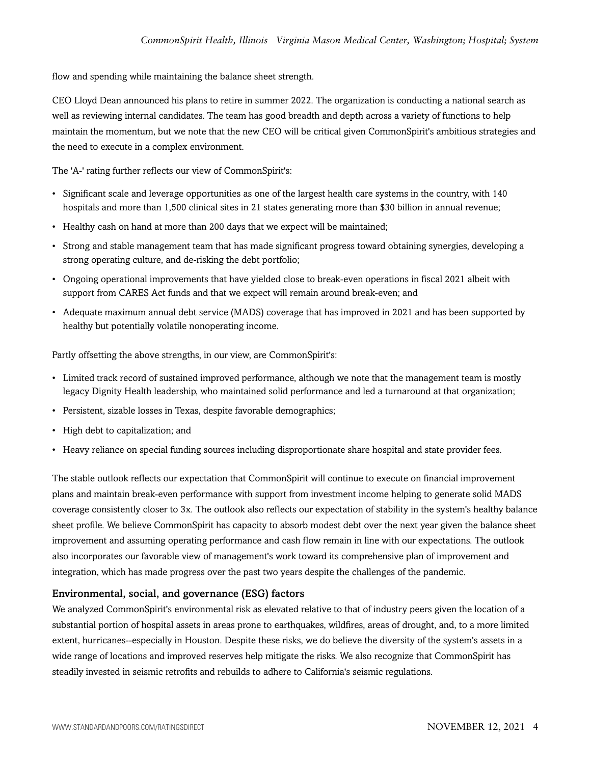flow and spending while maintaining the balance sheet strength.

CEO Lloyd Dean announced his plans to retire in summer 2022. The organization is conducting a national search as well as reviewing internal candidates. The team has good breadth and depth across a variety of functions to help maintain the momentum, but we note that the new CEO will be critical given CommonSpirit's ambitious strategies and the need to execute in a complex environment.

The 'A-' rating further reflects our view of CommonSpirit's:

- Significant scale and leverage opportunities as one of the largest health care systems in the country, with 140 hospitals and more than 1,500 clinical sites in 21 states generating more than $30 billion in annual revenue;
- Healthy cash on hand at more than 200 days that we expect will be maintained;
- Strong and stable management team that has made significant progress toward obtaining synergies, developing a strong operating culture, and de-risking the debt portfolio;
- Ongoing operational improvements that have yielded close to break-even operations in fiscal 2021 albeit with support from CARES Act funds and that we expect will remain around break-even; and
- Adequate maximum annual debt service (MADS) coverage that has improved in 2021 and has been supported by healthy but potentially volatile nonoperating income.

Partly offsetting the above strengths, in our view, are CommonSpirit's:

- Limited track record of sustained improved performance, although we note that the management team is mostly legacy Dignity Health leadership, who maintained solid performance and led a turnaround at that organization;
- Persistent, sizable losses in Texas, despite favorable demographics;
- High debt to capitalization; and
- Heavy reliance on special funding sources including disproportionate share hospital and state provider fees.

The stable outlook reflects our expectation that CommonSpirit will continue to execute on financial improvement plans and maintain break-even performance with support from investment income helping to generate solid MADS coverage consistently closer to 3x. The outlook also reflects our expectation of stability in the system's healthy balance sheet profile. We believe CommonSpirit has capacity to absorb modest debt over the next year given the balance sheet improvement and assuming operating performance and cash flow remain in line with our expectations. The outlook also incorporates our favorable view of management's work toward its comprehensive plan of improvement and integration, which has made progress over the past two years despite the challenges of the pandemic.

### Environmental, social, and governance (ESG) factors

We analyzed CommonSpirit's environmental risk as elevated relative to that of industry peers given the location of a substantial portion of hospital assets in areas prone to earthquakes, wildfires, areas of drought, and, to a more limited extent, hurricanes--especially in Houston. Despite these risks, we do believe the diversity of the system's assets in a wide range of locations and improved reserves help mitigate the risks. We also recognize that CommonSpirit has steadily invested in seismic retrofits and rebuilds to adhere to California's seismic regulations.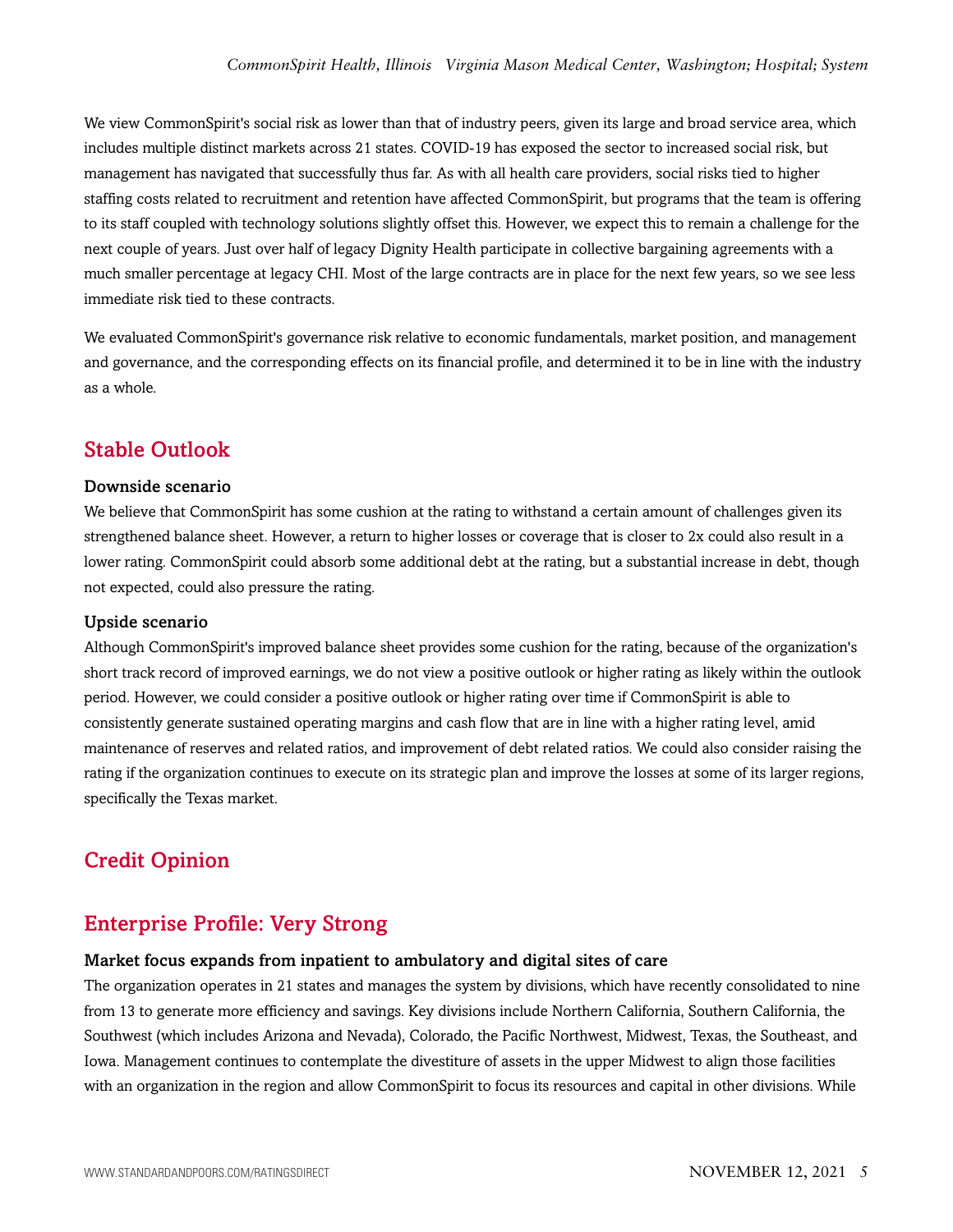We view CommonSpirit's social risk as lower than that of industry peers, given its large and broad service area, which includes multiple distinct markets across 21 states. COVID-19 has exposed the sector to increased social risk, but management has navigated that successfully thus far. As with all health care providers, social risks tied to higher staffing costs related to recruitment and retention have affected CommonSpirit, but programs that the team is offering to its staff coupled with technology solutions slightly offset this. However, we expect this to remain a challenge for the next couple of years. Just over half of legacy Dignity Health participate in collective bargaining agreements with a much smaller percentage at legacy CHI. Most of the large contracts are in place for the next few years, so we see less immediate risk tied to these contracts.

We evaluated CommonSpirit's governance risk relative to economic fundamentals, market position, and management and governance, and the corresponding effects on its financial profile, and determined it to be in line with the industry as a whole.

## Stable Outlook

### Downside scenario

We believe that CommonSpirit has some cushion at the rating to withstand a certain amount of challenges given its strengthened balance sheet. However, a return to higher losses or coverage that is closer to 2x could also result in a lower rating. CommonSpirit could absorb some additional debt at the rating, but a substantial increase in debt, though not expected, could also pressure the rating.

### Upside scenario

Although CommonSpirit's improved balance sheet provides some cushion for the rating, because of the organization's short track record of improved earnings, we do not view a positive outlook or higher rating as likely within the outlook period. However, we could consider a positive outlook or higher rating over time if CommonSpirit is able to consistently generate sustained operating margins and cash flow that are in line with a higher rating level, amid maintenance of reserves and related ratios, and improvement of debt related ratios. We could also consider raising the rating if the organization continues to execute on its strategic plan and improve the losses at some of its larger regions, specifically the Texas market.

## Credit Opinion

## Enterprise Profile: Very Strong

### Market focus expands from inpatient to ambulatory and digital sites of care

The organization operates in 21 states and manages the system by divisions, which have recently consolidated to nine from 13 to generate more efficiency and savings. Key divisions include Northern California, Southern California, the Southwest (which includes Arizona and Nevada), Colorado, the Pacific Northwest, Midwest, Texas, the Southeast, and Iowa. Management continues to contemplate the divestiture of assets in the upper Midwest to align those facilities with an organization in the region and allow CommonSpirit to focus its resources and capital in other divisions. While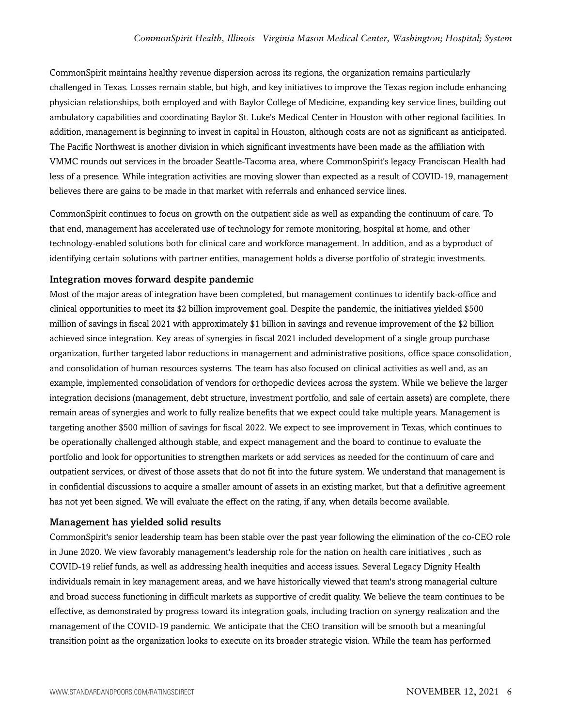CommonSpirit maintains healthy revenue dispersion across its regions, the organization remains particularly challenged in Texas. Losses remain stable, but high, and key initiatives to improve the Texas region include enhancing physician relationships, both employed and with Baylor College of Medicine, expanding key service lines, building out ambulatory capabilities and coordinating Baylor St. Luke's Medical Center in Houston with other regional facilities. In addition, management is beginning to invest in capital in Houston, although costs are not as significant as anticipated. The Pacific Northwest is another division in which significant investments have been made as the affiliation with VMMC rounds out services in the broader Seattle-Tacoma area, where CommonSpirit's legacy Franciscan Health had less of a presence. While integration activities are moving slower than expected as a result of COVID-19, management believes there are gains to be made in that market with referrals and enhanced service lines.

CommonSpirit continues to focus on growth on the outpatient side as well as expanding the continuum of care. To that end, management has accelerated use of technology for remote monitoring, hospital at home, and other technology-enabled solutions both for clinical care and workforce management. In addition, and as a byproduct of identifying certain solutions with partner entities, management holds a diverse portfolio of strategic investments.

### Integration moves forward despite pandemic

Most of the major areas of integration have been completed, but management continues to identify back-office and clinical opportunities to meet its $2 billion improvement goal. Despite the pandemic, the initiatives yielded $500 million of savings in fiscal 2021 with approximately $1 billion in savings and revenue improvement of the $2 billion achieved since integration. Key areas of synergies in fiscal 2021 included development of a single group purchase organization, further targeted labor reductions in management and administrative positions, office space consolidation, and consolidation of human resources systems. The team has also focused on clinical activities as well and, as an example, implemented consolidation of vendors for orthopedic devices across the system. While we believe the larger integration decisions (management, debt structure, investment portfolio, and sale of certain assets) are complete, there remain areas of synergies and work to fully realize benefits that we expect could take multiple years. Management is targeting another $500 million of savings for fiscal 2022. We expect to see improvement in Texas, which continues to be operationally challenged although stable, and expect management and the board to continue to evaluate the portfolio and look for opportunities to strengthen markets or add services as needed for the continuum of care and outpatient services, or divest of those assets that do not fit into the future system. We understand that management is in confidential discussions to acquire a smaller amount of assets in an existing market, but that a definitive agreement has not yet been signed. We will evaluate the effect on the rating, if any, when details become available.

### Management has yielded solid results

CommonSpirit's senior leadership team has been stable over the past year following the elimination of the co-CEO role in June 2020. We view favorably management's leadership role for the nation on health care initiatives , such as COVID-19 relief funds, as well as addressing health inequities and access issues. Several Legacy Dignity Health individuals remain in key management areas, and we have historically viewed that team's strong managerial culture and broad success functioning in difficult markets as supportive of credit quality. We believe the team continues to be effective, as demonstrated by progress toward its integration goals, including traction on synergy realization and the management of the COVID-19 pandemic. We anticipate that the CEO transition will be smooth but a meaningful transition point as the organization looks to execute on its broader strategic vision. While the team has performed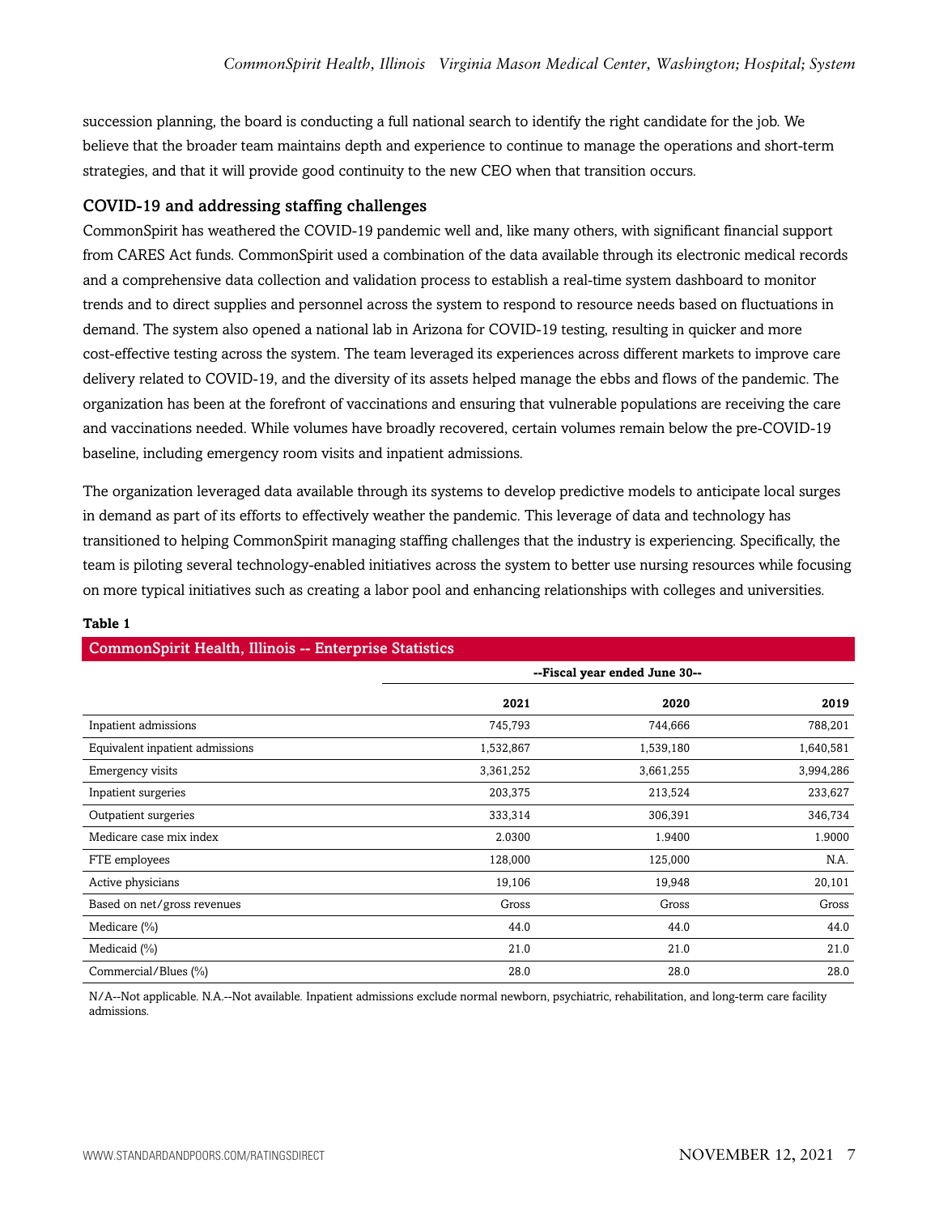succession planning, the board is conducting a full national search to identify the right candidate for the job. We believe that the broader team maintains depth and experience to continue to manage the operations and short-term strategies, and that it will provide good continuity to the new CEO when that transition occurs.

### COVID-19 and addressing staffing challenges

CommonSpirit has weathered the COVID-19 pandemic well and, like many others, with significant financial support from CARES Act funds. CommonSpirit used a combination of the data available through its electronic medical records and a comprehensive data collection and validation process to establish a real-time system dashboard to monitor trends and to direct supplies and personnel across the system to respond to resource needs based on fluctuations in demand. The system also opened a national lab in Arizona for COVID-19 testing, resulting in quicker and more cost-effective testing across the system. The team leveraged its experiences across different markets to improve care delivery related to COVID-19, and the diversity of its assets helped manage the ebbs and flows of the pandemic. The organization has been at the forefront of vaccinations and ensuring that vulnerable populations are receiving the care and vaccinations needed. While volumes have broadly recovered, certain volumes remain below the pre-COVID-19 baseline, including emergency room visits and inpatient admissions.

The organization leveraged data available through its systems to develop predictive models to anticipate local surges in demand as part of its efforts to effectively weather the pandemic. This leverage of data and technology has transitioned to helping CommonSpirit managing staffing challenges that the industry is experiencing. Specifically, the team is piloting several technology-enabled initiatives across the system to better use nursing resources while focusing on more typical initiatives such as creating a labor pool and enhancing relationships with colleges and universities.

**Table 1**

| CommonSpirit Health, Illinois -- Enterprise Statistics | | | |
|---|---|---|---|
| | --Fiscal year ended June 30-- | | |
| | 2021 | 2020 | 2019 |
| Inpatient admissions | 745,793 | 744,666 | 788,201 |
| Equivalent inpatient admissions | 1,532,867 | 1,539,180 | 1,640,581 |
| Emergency visits | 3,361,252 | 3,661,255 | 3,994,286 |
| Inpatient surgeries | 203,375 | 213,524 | 233,627 |
| Outpatient surgeries | 333,314 | 306,391 | 346,734 |
| Medicare case mix index | 2.0300 | 1.9400 | 1.9000 |
| FTE employees | 128,000 | 125,000 | N.A. |
| Active physicians | 19,106 | 19,948 | 20,101 |
| Based on net/gross revenues | Gross | Gross | Gross |
| Medicare (%) | 44.0 | 44.0 | 44.0 |
| Medicaid (%) | 21.0 | 21.0 | 21.0 |
| Commercial/Blues (%) | 28.0 | 28.0 | 28.0 |

N/A--Not applicable. N.A.--Not available. Inpatient admissions exclude normal newborn, psychiatric, rehabilitation, and long-term care facility admissions.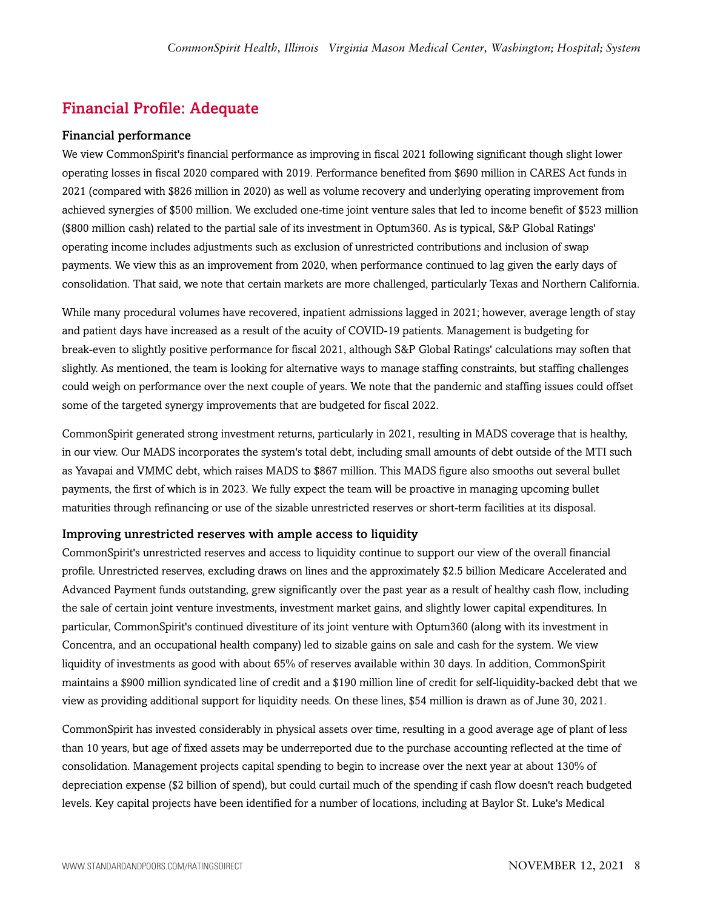## Financial Profile: Adequate

### Financial performance

We view CommonSpirit's financial performance as improving in fiscal 2021 following significant though slight lower operating losses in fiscal 2020 compared with 2019. Performance benefited from $690 million in CARES Act funds in 2021 (compared with $826 million in 2020) as well as volume recovery and underlying operating improvement from achieved synergies of $500 million. We excluded one-time joint venture sales that led to income benefit of $523 million ($800 million cash) related to the partial sale of its investment in Optum360. As is typical, S&P Global Ratings' operating income includes adjustments such as exclusion of unrestricted contributions and inclusion of swap payments. We view this as an improvement from 2020, when performance continued to lag given the early days of consolidation. That said, we note that certain markets are more challenged, particularly Texas and Northern California.

While many procedural volumes have recovered, inpatient admissions lagged in 2021; however, average length of stay and patient days have increased as a result of the acuity of COVID-19 patients. Management is budgeting for break-even to slightly positive performance for fiscal 2021, although S&P Global Ratings' calculations may soften that slightly. As mentioned, the team is looking for alternative ways to manage staffing constraints, but staffing challenges could weigh on performance over the next couple of years. We note that the pandemic and staffing issues could offset some of the targeted synergy improvements that are budgeted for fiscal 2022.

CommonSpirit generated strong investment returns, particularly in 2021, resulting in MADS coverage that is healthy, in our view. Our MADS incorporates the system's total debt, including small amounts of debt outside of the MTI such as Yavapai and VMMC debt, which raises MADS to $867 million. This MADS figure also smooths out several bullet payments, the first of which is in 2023. We fully expect the team will be proactive in managing upcoming bullet maturities through refinancing or use of the sizable unrestricted reserves or short-term facilities at its disposal.

### Improving unrestricted reserves with ample access to liquidity

CommonSpirit's unrestricted reserves and access to liquidity continue to support our view of the overall financial profile. Unrestricted reserves, excluding draws on lines and the approximately $2.5 billion Medicare Accelerated and Advanced Payment funds outstanding, grew significantly over the past year as a result of healthy cash flow, including the sale of certain joint venture investments, investment market gains, and slightly lower capital expenditures. In particular, CommonSpirit's continued divestiture of its joint venture with Optum360 (along with its investment in Concentra, and an occupational health company) led to sizable gains on sale and cash for the system. We view liquidity of investments as good with about 65% of reserves available within 30 days. In addition, CommonSpirit maintains a $900 million syndicated line of credit and a $190 million line of credit for self-liquidity-backed debt that we view as providing additional support for liquidity needs. On these lines, $54 million is drawn as of June 30, 2021.

CommonSpirit has invested considerably in physical assets over time, resulting in a good average age of plant of less than 10 years, but age of fixed assets may be underreported due to the purchase accounting reflected at the time of consolidation. Management projects capital spending to begin to increase over the next year at about 130% of depreciation expense ($2 billion of spend), but could curtail much of the spending if cash flow doesn't reach budgeted levels. Key capital projects have been identified for a number of locations, including at Baylor St. Luke's Medical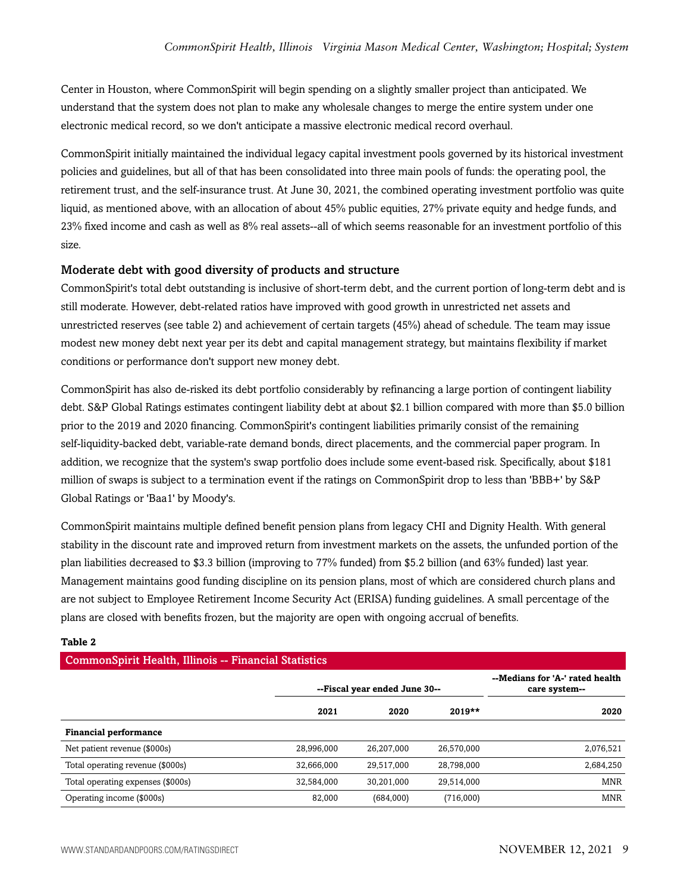Center in Houston, where CommonSpirit will begin spending on a slightly smaller project than anticipated. We understand that the system does not plan to make any wholesale changes to merge the entire system under one electronic medical record, so we don't anticipate a massive electronic medical record overhaul.

CommonSpirit initially maintained the individual legacy capital investment pools governed by its historical investment policies and guidelines, but all of that has been consolidated into three main pools of funds: the operating pool, the retirement trust, and the self-insurance trust. At June 30, 2021, the combined operating investment portfolio was quite liquid, as mentioned above, with an allocation of about 45% public equities, 27% private equity and hedge funds, and 23% fixed income and cash as well as 8% real assets--all of which seems reasonable for an investment portfolio of this size.

### Moderate debt with good diversity of products and structure

CommonSpirit's total debt outstanding is inclusive of short-term debt, and the current portion of long-term debt and is still moderate. However, debt-related ratios have improved with good growth in unrestricted net assets and unrestricted reserves (see table 2) and achievement of certain targets (45%) ahead of schedule. The team may issue modest new money debt next year per its debt and capital management strategy, but maintains flexibility if market conditions or performance don't support new money debt.

CommonSpirit has also de-risked its debt portfolio considerably by refinancing a large portion of contingent liability debt. S&P Global Ratings estimates contingent liability debt at about $2.1 billion compared with more than $5.0 billion prior to the 2019 and 2020 financing. CommonSpirit's contingent liabilities primarily consist of the remaining self-liquidity-backed debt, variable-rate demand bonds, direct placements, and the commercial paper program. In addition, we recognize that the system's swap portfolio does include some event-based risk. Specifically, about $181 million of swaps is subject to a termination event if the ratings on CommonSpirit drop to less than 'BBB+' by S&P Global Ratings or 'Baa1' by Moody's.

CommonSpirit maintains multiple defined benefit pension plans from legacy CHI and Dignity Health. With general stability in the discount rate and improved return from investment markets on the assets, the unfunded portion of the plan liabilities decreased to $3.3 billion (improving to 77% funded) from $5.2 billion (and 63% funded) last year. Management maintains good funding discipline on its pension plans, most of which are considered church plans and are not subject to Employee Retirement Income Security Act (ERISA) funding guidelines. A small percentage of the plans are closed with benefits frozen, but the majority are open with ongoing accrual of benefits.

**Table 2**

**CommonSpirit Health, Illinois -- Financial Statistics**

| | --Fiscal year ended June 30-- | | | --Medians for 'A-' rated health care system-- |
|---|---|---|---|---|
| | 2021 | 2020 | 2019** | 2020 |
| **Financial performance** | | | | |
| Net patient revenue ($000s) | 28,996,000 | 26,207,000 | 26,570,000 | 2,076,521 |
| Total operating revenue ($000s) | 32,666,000 | 29,517,000 | 28,798,000 | 2,684,250 |
| Total operating expenses ($000s) | 32,584,000 | 30,201,000 | 29,514,000 | MNR |
| Operating income ($000s) | 82,000 | (684,000) | (716,000) | MNR |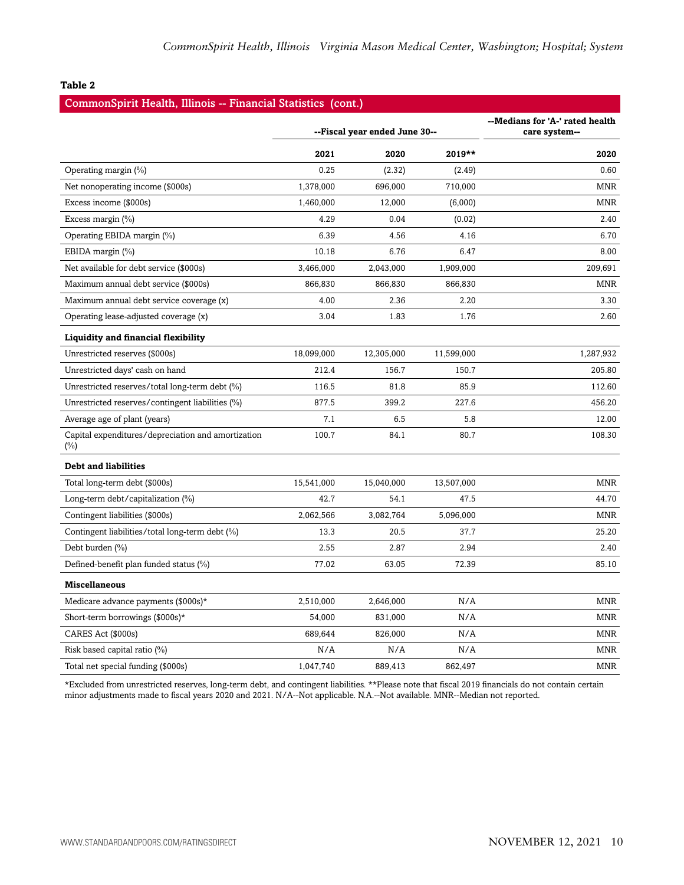**Table 2**

**CommonSpirit Health, Illinois -- Financial Statistics (cont.)**

| | --Fiscal year ended June 30-- | | | --Medians for 'A-' rated health care system-- |
|---|---|---|---|---|
| | **2021** | **2020** | **2019**** | **2020** |
| Operating margin (%) | 0.25 | (2.32) | (2.49) | 0.60 |
| Net nonoperating income ($000s) | 1,378,000 | 696,000 | 710,000 | MNR |
| Excess income ($000s) | 1,460,000 | 12,000 | (6,000) | MNR |
| Excess margin (%) | 4.29 | 0.04 | (0.02) | 2.40 |
| Operating EBIDA margin (%) | 6.39 | 4.56 | 4.16 | 6.70 |
| EBIDA margin (%) | 10.18 | 6.76 | 6.47 | 8.00 |
| Net available for debt service ($000s) | 3,466,000 | 2,043,000 | 1,909,000 | 209,691 |
| Maximum annual debt service ($000s) | 866,830 | 866,830 | 866,830 | MNR |
| Maximum annual debt service coverage (x) | 4.00 | 2.36 | 2.20 | 3.30 |
| Operating lease-adjusted coverage (x) | 3.04 | 1.83 | 1.76 | 2.60 |
| **Liquidity and financial flexibility** | | | | |
| Unrestricted reserves ($000s) | 18,099,000 | 12,305,000 | 11,599,000 | 1,287,932 |
| Unrestricted days' cash on hand | 212.4 | 156.7 | 150.7 | 205.80 |
| Unrestricted reserves/total long-term debt (%) | 116.5 | 81.8 | 85.9 | 112.60 |
| Unrestricted reserves/contingent liabilities (%) | 877.5 | 399.2 | 227.6 | 456.20 |
| Average age of plant (years) | 7.1 | 6.5 | 5.8 | 12.00 |
| Capital expenditures/depreciation and amortization (%) | 100.7 | 84.1 | 80.7 | 108.30 |
| **Debt and liabilities** | | | | |
| Total long-term debt ($000s) | 15,541,000 | 15,040,000 | 13,507,000 | MNR |
| Long-term debt/capitalization (%) | 42.7 | 54.1 | 47.5 | 44.70 |
| Contingent liabilities ($000s) | 2,062,566 | 3,082,764 | 5,096,000 | MNR |
| Contingent liabilities/total long-term debt (%) | 13.3 | 20.5 | 37.7 | 25.20 |
| Debt burden (%) | 2.55 | 2.87 | 2.94 | 2.40 |
| Defined-benefit plan funded status (%) | 77.02 | 63.05 | 72.39 | 85.10 |
| **Miscellaneous** | | | | |
| Medicare advance payments ($000s)* | 2,510,000 | 2,646,000 | N/A | MNR |
| Short-term borrowings ($000s)* | 54,000 | 831,000 | N/A | MNR |
| CARES Act ($000s) | 689,644 | 826,000 | N/A | MNR |
| Risk based capital ratio (%) | N/A | N/A | N/A | MNR |
| Total net special funding ($000s) | 1,047,740 | 889,413 | 862,497 | MNR |

*Excluded from unrestricted reserves, long-term debt, and contingent liabilities. **Please note that fiscal 2019 financials do not contain certain minor adjustments made to fiscal years 2020 and 2021. N/A--Not applicable. N.A.--Not available. MNR--Median not reported.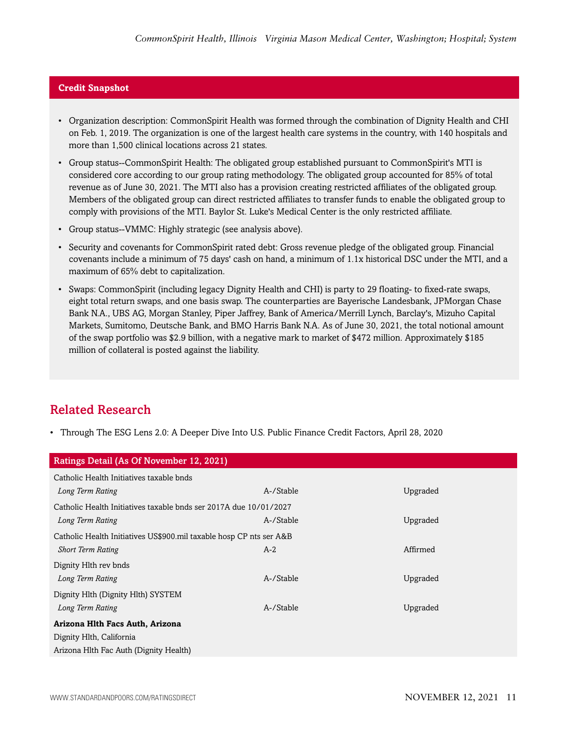### Credit Snapshot

- Organization description: CommonSpirit Health was formed through the combination of Dignity Health and CHI on Feb. 1, 2019. The organization is one of the largest health care systems in the country, with 140 hospitals and more than 1,500 clinical locations across 21 states.
- Group status--CommonSpirit Health: The obligated group established pursuant to CommonSpirit's MTI is considered core according to our group rating methodology. The obligated group accounted for 85% of total revenue as of June 30, 2021. The MTI also has a provision creating restricted affiliates of the obligated group. Members of the obligated group can direct restricted affiliates to transfer funds to enable the obligated group to comply with provisions of the MTI. Baylor St. Luke's Medical Center is the only restricted affiliate.
- Group status--VMMC: Highly strategic (see analysis above).
- Security and covenants for CommonSpirit rated debt: Gross revenue pledge of the obligated group. Financial covenants include a minimum of 75 days' cash on hand, a minimum of 1.1x historical DSC under the MTI, and a maximum of 65% debt to capitalization.
- Swaps: CommonSpirit (including legacy Dignity Health and CHI) is party to 29 floating- to fixed-rate swaps, eight total return swaps, and one basis swap. The counterparties are Bayerische Landesbank, JPMorgan Chase Bank N.A., UBS AG, Morgan Stanley, Piper Jaffrey, Bank of America/Merrill Lynch, Barclay's, Mizuho Capital Markets, Sumitomo, Deutsche Bank, and BMO Harris Bank N.A. As of June 30, 2021, the total notional amount of the swap portfolio was $2.9 billion, with a negative mark to market of $472 million. Approximately $185 million of collateral is posted against the liability.

## Related Research

- Through The ESG Lens 2.0: A Deeper Dive Into U.S. Public Finance Credit Factors, April 28, 2020

| Ratings Detail (As Of November 12, 2021) | | |
|---|---|---|
| Catholic Health Initiatives taxable bnds | | |
| *Long Term Rating* | A-/Stable | Upgraded |
| Catholic Health Initiatives taxable bnds ser 2017A due 10/01/2027 | | |
| *Long Term Rating* | A-/Stable | Upgraded |
| Catholic Health Initiatives US$900.mil taxable hosp CP nts ser A&B | | |
| *Short Term Rating* | A-2 | Affirmed |
| Dignity Hlth rev bnds | | |
| *Long Term Rating* | A-/Stable | Upgraded |
| Dignity Hlth (Dignity Hlth) SYSTEM | | |
| *Long Term Rating* | A-/Stable | Upgraded |
| **Arizona Hlth Facs Auth, Arizona** | | |
| Dignity Hlth, California | | |
| Arizona Hlth Fac Auth (Dignity Health) | | |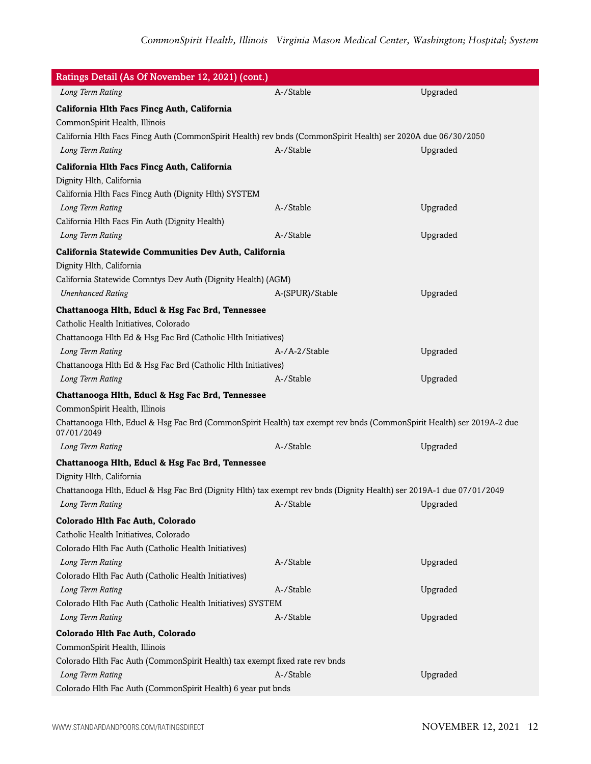| Ratings Detail (As Of November 12, 2021) (cont.) | | |
|---|---|---|
| *Long Term Rating* | A-/Stable | Upgraded |
| **California Hlth Facs Fincg Auth, California** | | |
| CommonSpirit Health, Illinois | | |
| California Hlth Facs Fincg Auth (CommonSpirit Health) rev bnds (CommonSpirit Health) ser 2020A due 06/30/2050 | | |
| *Long Term Rating* | A-/Stable | Upgraded |
| **California Hlth Facs Fincg Auth, California** | | |
| Dignity Hlth, California | | |
| California Hlth Facs Fincg Auth (Dignity Hlth) SYSTEM | | |
| *Long Term Rating* | A-/Stable | Upgraded |
| California Hlth Facs Fin Auth (Dignity Health) | | |
| *Long Term Rating* | A-/Stable | Upgraded |
| **California Statewide Communities Dev Auth, California** | | |
| Dignity Hlth, California | | |
| California Statewide Comntys Dev Auth (Dignity Health) (AGM) | | |
| *Unenhanced Rating* | A-(SPUR)/Stable | Upgraded |
| **Chattanooga Hlth, Educl & Hsg Fac Brd, Tennessee** | | |
| Catholic Health Initiatives, Colorado | | |
| Chattanooga Hlth Ed & Hsg Fac Brd (Catholic Hlth Initiatives) | | |
| *Long Term Rating* | A-/A-2/Stable | Upgraded |
| Chattanooga Hlth Ed & Hsg Fac Brd (Catholic Hlth Initiatives) | | |
| *Long Term Rating* | A-/Stable | Upgraded |
| **Chattanooga Hlth, Educl & Hsg Fac Brd, Tennessee** | | |
| CommonSpirit Health, Illinois | | |
| Chattanooga Hlth, Educl & Hsg Fac Brd (CommonSpirit Health) tax exempt rev bnds (CommonSpirit Health) ser 2019A-2 due 07/01/2049 | | |
| *Long Term Rating* | A-/Stable | Upgraded |
| **Chattanooga Hlth, Educl & Hsg Fac Brd, Tennessee** | | |
| Dignity Hlth, California | | |
| Chattanooga Hlth, Educl & Hsg Fac Brd (Dignity Hlth) tax exempt rev bnds (Dignity Health) ser 2019A-1 due 07/01/2049 | | |
| *Long Term Rating* | A-/Stable | Upgraded |
| **Colorado Hlth Fac Auth, Colorado** | | |
| Catholic Health Initiatives, Colorado | | |
| Colorado Hlth Fac Auth (Catholic Health Initiatives) | | |
| *Long Term Rating* | A-/Stable | Upgraded |
| Colorado Hlth Fac Auth (Catholic Health Initiatives) | | |
| *Long Term Rating* | A-/Stable | Upgraded |
| Colorado Hlth Fac Auth (Catholic Health Initiatives) SYSTEM | | |
| *Long Term Rating* | A-/Stable | Upgraded |
| **Colorado Hlth Fac Auth, Colorado** | | |
| CommonSpirit Health, Illinois | | |
| Colorado Hlth Fac Auth (CommonSpirit Health) tax exempt fixed rate rev bnds | | |
| *Long Term Rating* | A-/Stable | Upgraded |
| Colorado Hlth Fac Auth (CommonSpirit Health) 6 year put bnds | | |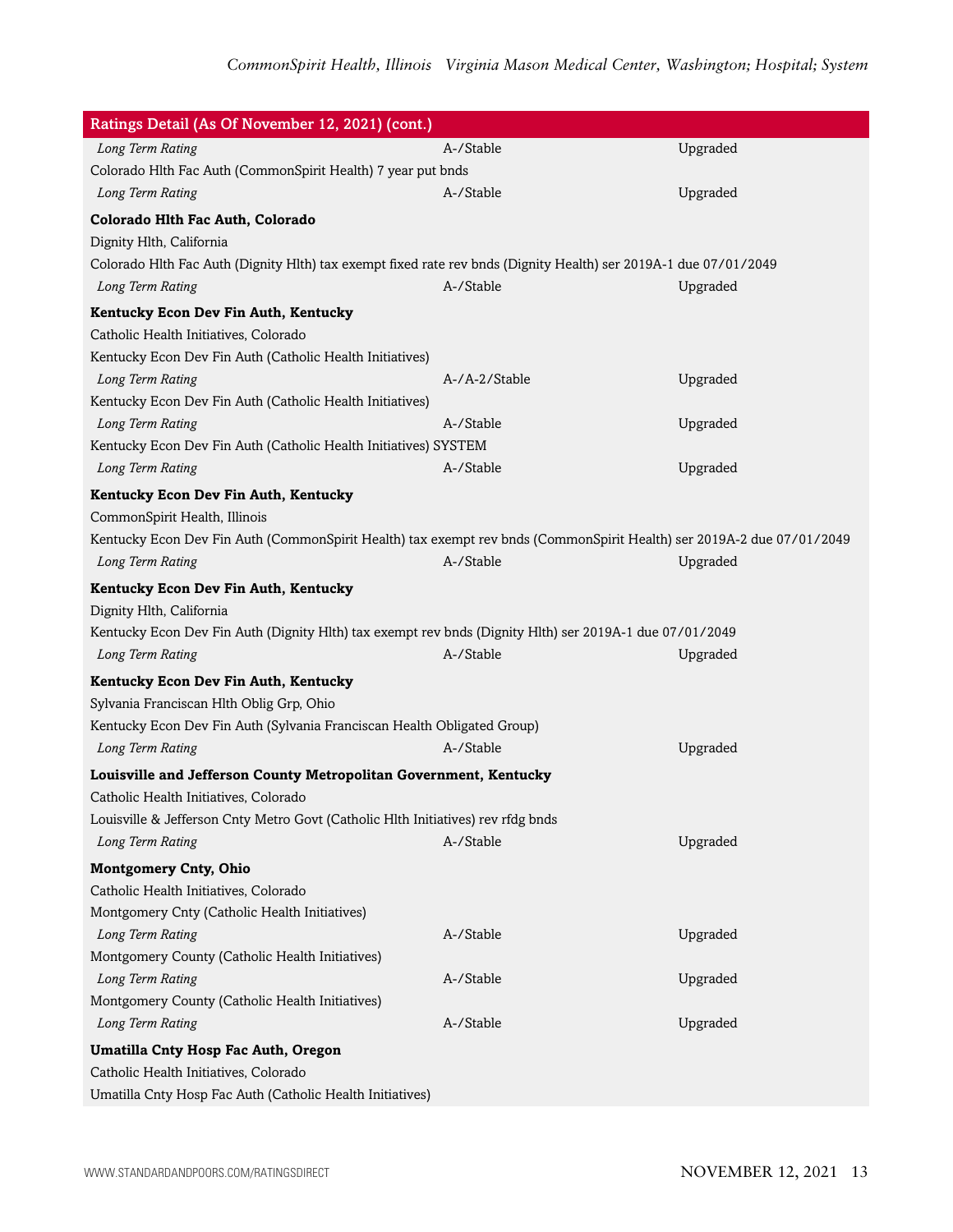| Ratings Detail (As Of November 12, 2021) (cont.) | | |
|---|---|---|
| *Long Term Rating* | A-/Stable | Upgraded |
| Colorado Hlth Fac Auth (CommonSpirit Health) 7 year put bnds | | |
| *Long Term Rating* | A-/Stable | Upgraded |
| **Colorado Hlth Fac Auth, Colorado** | | |
| Dignity Hlth, California | | |
| Colorado Hlth Fac Auth (Dignity Hlth) tax exempt fixed rate rev bnds (Dignity Health) ser 2019A-1 due 07/01/2049 | | |
| *Long Term Rating* | A-/Stable | Upgraded |
| **Kentucky Econ Dev Fin Auth, Kentucky** | | |
| Catholic Health Initiatives, Colorado | | |
| Kentucky Econ Dev Fin Auth (Catholic Health Initiatives) | | |
| *Long Term Rating* | A-/A-2/Stable | Upgraded |
| Kentucky Econ Dev Fin Auth (Catholic Health Initiatives) | | |
| *Long Term Rating* | A-/Stable | Upgraded |
| Kentucky Econ Dev Fin Auth (Catholic Health Initiatives) SYSTEM | | |
| *Long Term Rating* | A-/Stable | Upgraded |
| **Kentucky Econ Dev Fin Auth, Kentucky** | | |
| CommonSpirit Health, Illinois | | |
| Kentucky Econ Dev Fin Auth (CommonSpirit Health) tax exempt rev bnds (CommonSpirit Health) ser 2019A-2 due 07/01/2049 | | |
| *Long Term Rating* | A-/Stable | Upgraded |
| **Kentucky Econ Dev Fin Auth, Kentucky** | | |
| Dignity Hlth, California | | |
| Kentucky Econ Dev Fin Auth (Dignity Hlth) tax exempt rev bnds (Dignity Hlth) ser 2019A-1 due 07/01/2049 | | |
| *Long Term Rating* | A-/Stable | Upgraded |
| **Kentucky Econ Dev Fin Auth, Kentucky** | | |
| Sylvania Franciscan Hlth Oblig Grp, Ohio | | |
| Kentucky Econ Dev Fin Auth (Sylvania Franciscan Health Obligated Group) | | |
| *Long Term Rating* | A-/Stable | Upgraded |
| **Louisville and Jefferson County Metropolitan Government, Kentucky** | | |
| Catholic Health Initiatives, Colorado | | |
| Louisville & Jefferson Cnty Metro Govt (Catholic Hlth Initiatives) rev rfdg bnds | | |
| *Long Term Rating* | A-/Stable | Upgraded |
| **Montgomery Cnty, Ohio** | | |
| Catholic Health Initiatives, Colorado | | |
| Montgomery Cnty (Catholic Health Initiatives) | | |
| *Long Term Rating* | A-/Stable | Upgraded |
| Montgomery County (Catholic Health Initiatives) | | |
| *Long Term Rating* | A-/Stable | Upgraded |
| Montgomery County (Catholic Health Initiatives) | | |
| *Long Term Rating* | A-/Stable | Upgraded |
| **Umatilla Cnty Hosp Fac Auth, Oregon** | | |
| Catholic Health Initiatives, Colorado | | |
| Umatilla Cnty Hosp Fac Auth (Catholic Health Initiatives) | | |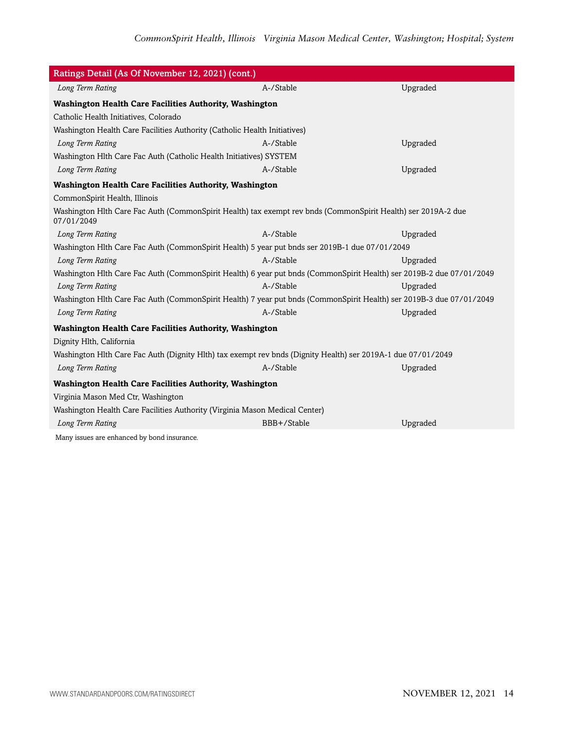| Ratings Detail (As Of November 12, 2021) (cont.) | | |
|---|---|---|
| *Long Term Rating* | A-/Stable | Upgraded |
| **Washington Health Care Facilities Authority, Washington** | | |
| Catholic Health Initiatives, Colorado | | |
| Washington Health Care Facilities Authority (Catholic Health Initiatives) | | |
| *Long Term Rating* | A-/Stable | Upgraded |
| Washington Hlth Care Fac Auth (Catholic Health Initiatives) SYSTEM | | |
| *Long Term Rating* | A-/Stable | Upgraded |
| **Washington Health Care Facilities Authority, Washington** | | |
| CommonSpirit Health, Illinois | | |
| Washington Hlth Care Fac Auth (CommonSpirit Health) tax exempt rev bnds (CommonSpirit Health) ser 2019A-2 due 07/01/2049 | | |
| *Long Term Rating* | A-/Stable | Upgraded |
| Washington Hlth Care Fac Auth (CommonSpirit Health) 5 year put bnds ser 2019B-1 due 07/01/2049 | | |
| *Long Term Rating* | A-/Stable | Upgraded |
| Washington Hlth Care Fac Auth (CommonSpirit Health) 6 year put bnds (CommonSpirit Health) ser 2019B-2 due 07/01/2049 | | |
| *Long Term Rating* | A-/Stable | Upgraded |
| Washington Hlth Care Fac Auth (CommonSpirit Health) 7 year put bnds (CommonSpirit Health) ser 2019B-3 due 07/01/2049 | | |
| *Long Term Rating* | A-/Stable | Upgraded |
| **Washington Health Care Facilities Authority, Washington** | | |
| Dignity Hlth, California | | |
| Washington Hlth Care Fac Auth (Dignity Hlth) tax exempt rev bnds (Dignity Health) ser 2019A-1 due 07/01/2049 | | |
| *Long Term Rating* | A-/Stable | Upgraded |
| **Washington Health Care Facilities Authority, Washington** | | |
| Virginia Mason Med Ctr, Washington | | |
| Washington Health Care Facilities Authority (Virginia Mason Medical Center) | | |
| *Long Term Rating* | BBB+/Stable | Upgraded |

Many issues are enhanced by bond insurance.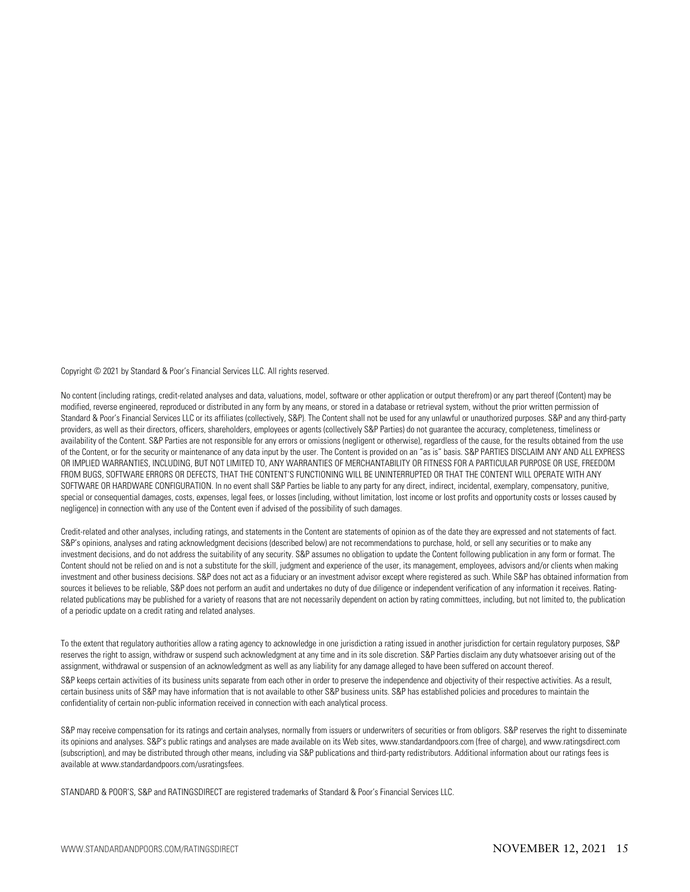Copyright © 2021 by Standard & Poor's Financial Services LLC. All rights reserved.

No content (including ratings, credit-related analyses and data, valuations, model, software or other application or output therefrom) or any part thereof (Content) may be modified, reverse engineered, reproduced or distributed in any form by any means, or stored in a database or retrieval system, without the prior written permission of Standard & Poor's Financial Services LLC or its affiliates (collectively, S&P). The Content shall not be used for any unlawful or unauthorized purposes. S&P and any third-party providers, as well as their directors, officers, shareholders, employees or agents (collectively S&P Parties) do not guarantee the accuracy, completeness, timeliness or availability of the Content. S&P Parties are not responsible for any errors or omissions (negligent or otherwise), regardless of the cause, for the results obtained from the use of the Content, or for the security or maintenance of any data input by the user. The Content is provided on an "as is" basis. S&P PARTIES DISCLAIM ANY AND ALL EXPRESS OR IMPLIED WARRANTIES, INCLUDING, BUT NOT LIMITED TO, ANY WARRANTIES OF MERCHANTABILITY OR FITNESS FOR A PARTICULAR PURPOSE OR USE, FREEDOM FROM BUGS, SOFTWARE ERRORS OR DEFECTS, THAT THE CONTENT'S FUNCTIONING WILL BE UNINTERRUPTED OR THAT THE CONTENT WILL OPERATE WITH ANY SOFTWARE OR HARDWARE CONFIGURATION. In no event shall S&P Parties be liable to any party for any direct, indirect, incidental, exemplary, compensatory, punitive, special or consequential damages, costs, expenses, legal fees, or losses (including, without limitation, lost income or lost profits and opportunity costs or losses caused by negligence) in connection with any use of the Content even if advised of the possibility of such damages.

Credit-related and other analyses, including ratings, and statements in the Content are statements of opinion as of the date they are expressed and not statements of fact. S&P's opinions, analyses and rating acknowledgment decisions (described below) are not recommendations to purchase, hold, or sell any securities or to make any investment decisions, and do not address the suitability of any security. S&P assumes no obligation to update the Content following publication in any form or format. The Content should not be relied on and is not a substitute for the skill, judgment and experience of the user, its management, employees, advisors and/or clients when making investment and other business decisions. S&P does not act as a fiduciary or an investment advisor except where registered as such. While S&P has obtained information from sources it believes to be reliable, S&P does not perform an audit and undertakes no duty of due diligence or independent verification of any information it receives. Rating-related publications may be published for a variety of reasons that are not necessarily dependent on action by rating committees, including, but not limited to, the publication of a periodic update on a credit rating and related analyses.

To the extent that regulatory authorities allow a rating agency to acknowledge in one jurisdiction a rating issued in another jurisdiction for certain regulatory purposes, S&P reserves the right to assign, withdraw or suspend such acknowledgment at any time and in its sole discretion. S&P Parties disclaim any duty whatsoever arising out of the assignment, withdrawal or suspension of an acknowledgment as well as any liability for any damage alleged to have been suffered on account thereof.

S&P keeps certain activities of its business units separate from each other in order to preserve the independence and objectivity of their respective activities. As a result, certain business units of S&P may have information that is not available to other S&P business units. S&P has established policies and procedures to maintain the confidentiality of certain non-public information received in connection with each analytical process.

S&P may receive compensation for its ratings and certain analyses, normally from issuers or underwriters of securities or from obligors. S&P reserves the right to disseminate its opinions and analyses. S&P's public ratings and analyses are made available on its Web sites, www.standardandpoors.com (free of charge), and www.ratingsdirect.com (subscription), and may be distributed through other means, including via S&P publications and third-party redistributors. Additional information about our ratings fees is available at www.standardandpoors.com/usratingsfees.

STANDARD & POOR'S, S&P and RATINGSDIRECT are registered trademarks of Standard & Poor's Financial Services LLC.